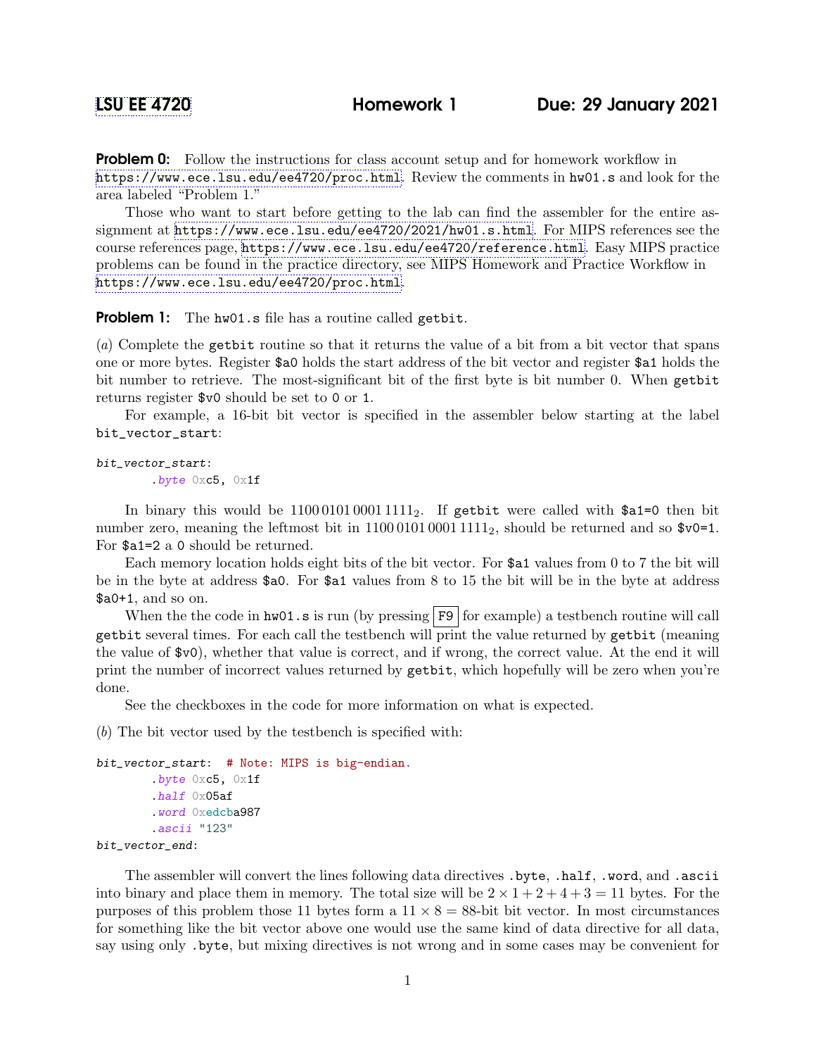LSU EE 4720 **Homework 1** **Due: 29 January 2021**

**Problem 0:** Follow the instructions for class account setup and for homework workflow in https://www.ece.lsu.edu/ee4720/proc.html. Review the comments in `hw01.s` and look for the area labeled "Problem 1."

Those who want to start before getting to the lab can find the assembler for the entire assignment at https://www.ece.lsu.edu/ee4720/2021/hw01.s.html. For MIPS references see the course references page, https://www.ece.lsu.edu/ee4720/reference.html. Easy MIPS practice problems can be found in the practice directory, see MIPS Homework and Practice Workflow in https://www.ece.lsu.edu/ee4720/proc.html.

**Problem 1:** The `hw01.s` file has a routine called `getbit`.

(*a*) Complete the `getbit` routine so that it returns the value of a bit from a bit vector that spans one or more bytes. Register `$a0` holds the start address of the bit vector and register `$a1` holds the bit number to retrieve. The most-significant bit of the first byte is bit number 0. When `getbit` returns register `$v0` should be set to `0` or `1`.

For example, a 16-bit bit vector is specified in the assembler below starting at the label `bit_vector_start`:

```
bit_vector_start:
        .byte 0xc5, 0x1f
```

In binary this would be $1100\,0101\,0001\,1111_2$. If `getbit` were called with `$a1=0` then bit number zero, meaning the leftmost bit in $1100\,0101\,0001\,1111_2$, should be returned and so `$v0=1`. For `$a1=2` a `0` should be returned.

Each memory location holds eight bits of the bit vector. For `$a1` values from 0 to 7 the bit will be in the byte at address `$a0`. For `$a1` values from 8 to 15 the bit will be in the byte at address `$a0+1`, and so on.

When the the code in `hw01.s` is run (by pressing F9 for example) a testbench routine will call `getbit` several times. For each call the testbench will print the value returned by `getbit` (meaning the value of `$v0`), whether that value is correct, and if wrong, the correct value. At the end it will print the number of incorrect values returned by `getbit`, which hopefully will be zero when you're done.

See the checkboxes in the code for more information on what is expected.

(*b*) The bit vector used by the testbench is specified with:

```
bit_vector_start:  # Note: MIPS is big-endian.
        .byte 0xc5, 0x1f
        .half 0x05af
        .word 0xedcba987
        .ascii "123"
bit_vector_end:
```

The assembler will convert the lines following data directives `.byte`, `.half`, `.word`, and `.ascii` into binary and place them in memory. The total size will be $2 \times 1 + 2 + 4 + 3 = 11$ bytes. For the purposes of this problem those 11 bytes form a $11 \times 8 = 88$-bit bit vector. In most circumstances for something like the bit vector above one would use the same kind of data directive for all data, say using only `.byte`, but mixing directives is not wrong and in some cases may be convenient for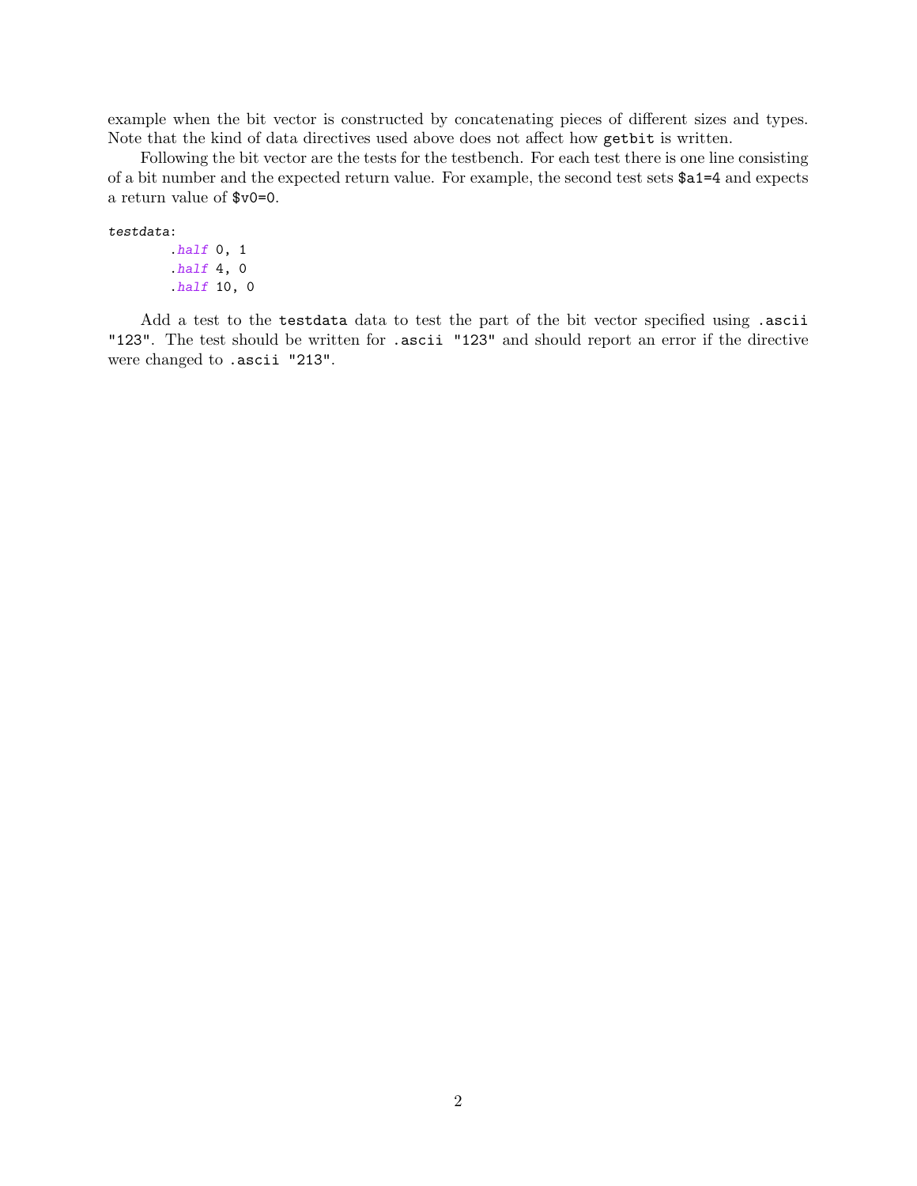example when the bit vector is constructed by concatenating pieces of different sizes and types. Note that the kind of data directives used above does not affect how `getbit` is written.

Following the bit vector are the tests for the testbench. For each test there is one line consisting of a bit number and the expected return value. For example, the second test sets `$a1=4` and expects a return value of `$v0=0`.

```
testdata:
        .half 0, 1
        .half 4, 0
        .half 10, 0
```

Add a test to the `testdata` data to test the part of the bit vector specified using `.ascii "123"`. The test should be written for `.ascii "123"` and should report an error if the directive were changed to `.ascii "213"`.